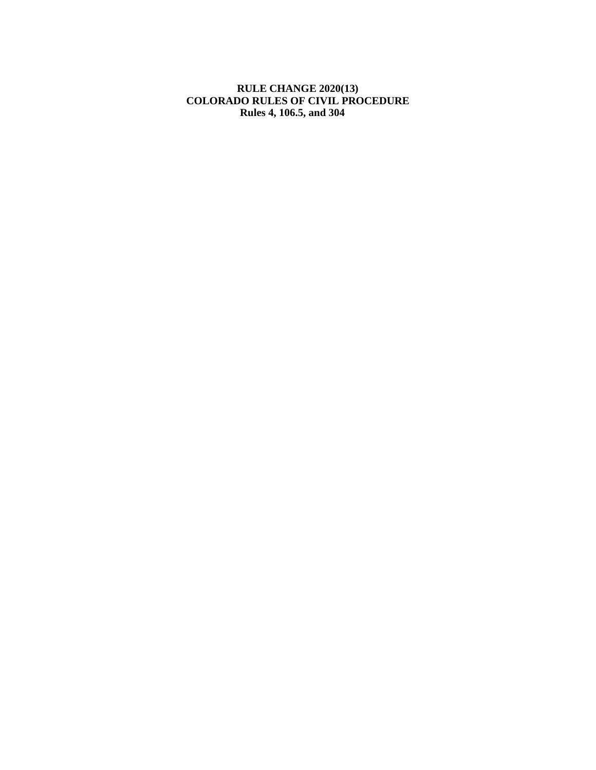**RULE CHANGE 2020(13)**
**COLORADO RULES OF CIVIL PROCEDURE**
**Rules 4, 106.5, and 304**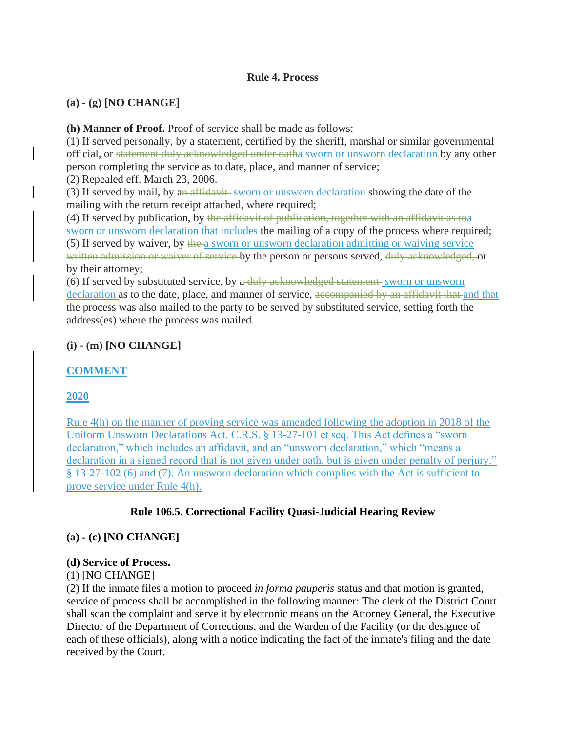**Rule 4. Process**

**(a) - (g) [NO CHANGE]**

**(h) Manner of Proof.** Proof of service shall be made as follows:

(1) If served personally, by a statement, certified by the sheriff, marshal or similar governmental official, or ~~statement duly acknowledged under oath~~<u>a sworn or unsworn declaration</u> by any other person completing the service as to date, place, and manner of service;

(2) Repealed eff. March 23, 2006.

(3) If served by mail, by a~~n affidavit~~ <u>sworn or unsworn declaration</u> showing the date of the mailing with the return receipt attached, where required;

(4) If served by publication, by ~~the affidavit of publication, together with an affidavit as to~~<u>a sworn or unsworn declaration that includes</u> the mailing of a copy of the process where required;

(5) If served by waiver, by ~~the~~ <u>a sworn or unsworn declaration admitting or waiving service</u> ~~written admission or waiver of service~~ by the person or persons served, ~~duly acknowledged,~~ or by their attorney;

(6) If served by substituted service, by a ~~duly acknowledged statement~~ <u>sworn or unsworn declaration</u> as to the date, place, and manner of service, ~~accompanied by an affidavit that~~ <u>and that</u> the process was also mailed to the party to be served by substituted service, setting forth the address(es) where the process was mailed.

**(i) - (m) [NO CHANGE]**

<u>**COMMENT**</u>

<u>**2020**</u>

<u>Rule 4(h) on the manner of proving service was amended following the adoption in 2018 of the Uniform Unsworn Declarations Act. C.R.S. § 13-27-101 et seq. This Act defines a "sworn declaration," which includes an affidavit, and an "unsworn declaration," which "means a declaration in a signed record that is not given under oath, but is given under penalty of perjury." § 13-27-102 (6) and (7). An unsworn declaration which complies with the Act is sufficient to prove service under Rule 4(h).</u>

**Rule 106.5. Correctional Facility Quasi-Judicial Hearing Review**

**(a) - (c) [NO CHANGE]**

**(d) Service of Process.**

(1) [NO CHANGE]

(2) If the inmate files a motion to proceed *in forma pauperis* status and that motion is granted, service of process shall be accomplished in the following manner: The clerk of the District Court shall scan the complaint and serve it by electronic means on the Attorney General, the Executive Director of the Department of Corrections, and the Warden of the Facility (or the designee of each of these officials), along with a notice indicating the fact of the inmate's filing and the date received by the Court.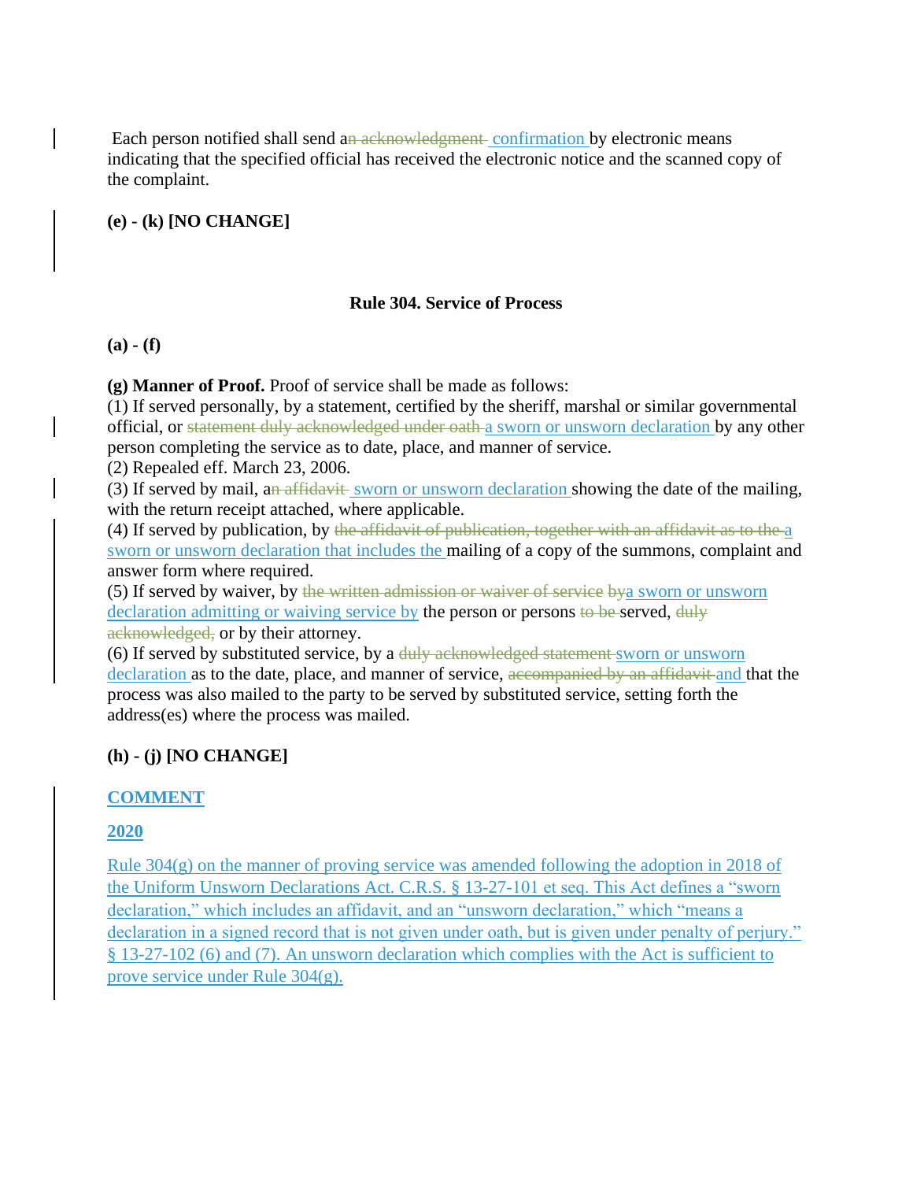Each person notified shall send a~~n acknowledgment~~ confirmation by electronic means indicating that the specified official has received the electronic notice and the scanned copy of the complaint.

**(e) - (k) [NO CHANGE]**

**Rule 304. Service of Process**

**(a) - (f)**

**(g) Manner of Proof.** Proof of service shall be made as follows:
(1) If served personally, by a statement, certified by the sheriff, marshal or similar governmental official, or ~~statement duly acknowledged under oath~~ a sworn or unsworn declaration by any other person completing the service as to date, place, and manner of service.
(2) Repealed eff. March 23, 2006.
(3) If served by mail, a~~n affidavit~~ sworn or unsworn declaration showing the date of the mailing, with the return receipt attached, where applicable.
(4) If served by publication, by ~~the affidavit of publication, together with an affidavit as to the~~ a sworn or unsworn declaration that includes the mailing of a copy of the summons, complaint and answer form where required.
(5) If served by waiver, by ~~the written admission or waiver of service by~~ a sworn or unsworn declaration admitting or waiving service by the person or persons ~~to be~~ served, ~~duly acknowledged,~~ or by their attorney.
(6) If served by substituted service, by a ~~duly acknowledged statement~~ sworn or unsworn declaration as to the date, place, and manner of service, ~~accompanied by an affidavit~~ and that the process was also mailed to the party to be served by substituted service, setting forth the address(es) where the process was mailed.

**(h) - (j) [NO CHANGE]**

**COMMENT**

**2020**

Rule 304(g) on the manner of proving service was amended following the adoption in 2018 of the Uniform Unsworn Declarations Act. C.R.S. § 13-27-101 et seq. This Act defines a "sworn declaration," which includes an affidavit, and an "unsworn declaration," which "means a declaration in a signed record that is not given under oath, but is given under penalty of perjury." § 13-27-102 (6) and (7). An unsworn declaration which complies with the Act is sufficient to prove service under Rule 304(g).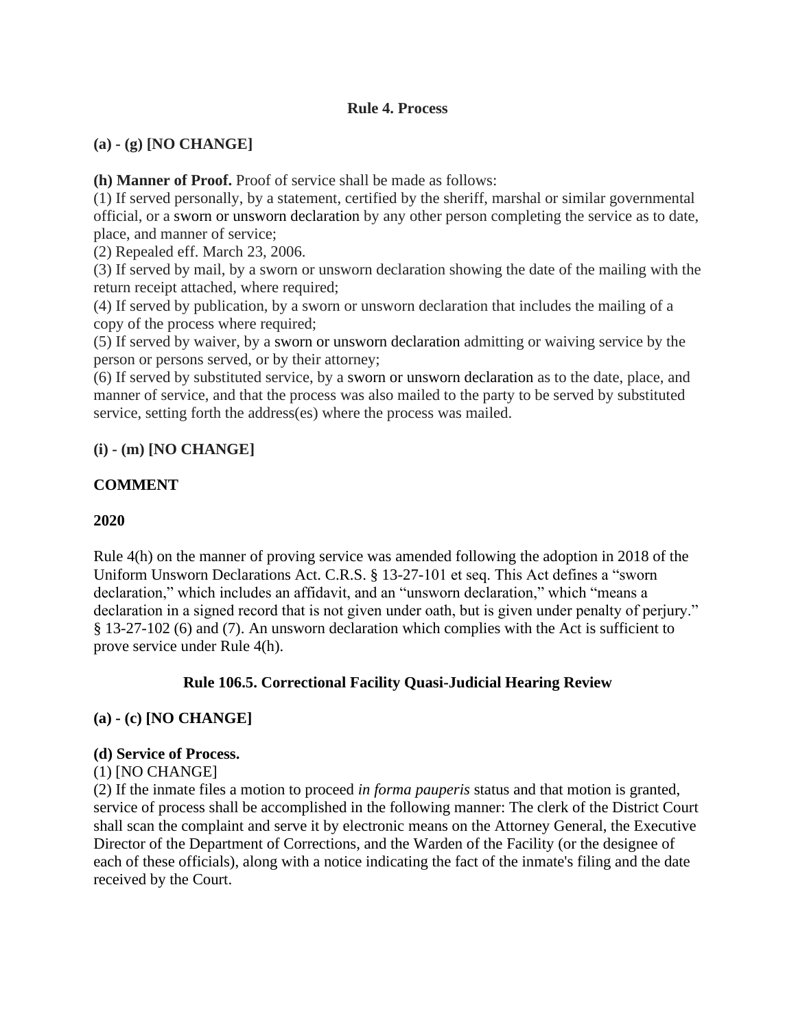## Rule 4. Process

**(a) - (g) [NO CHANGE]**

**(h) Manner of Proof.** Proof of service shall be made as follows:

(1) If served personally, by a statement, certified by the sheriff, marshal or similar governmental official, or a sworn or unsworn declaration by any other person completing the service as to date, place, and manner of service;

(2) Repealed eff. March 23, 2006.

(3) If served by mail, by a sworn or unsworn declaration showing the date of the mailing with the return receipt attached, where required;

(4) If served by publication, by a sworn or unsworn declaration that includes the mailing of a copy of the process where required;

(5) If served by waiver, by a sworn or unsworn declaration admitting or waiving service by the person or persons served, or by their attorney;

(6) If served by substituted service, by a sworn or unsworn declaration as to the date, place, and manner of service, and that the process was also mailed to the party to be served by substituted service, setting forth the address(es) where the process was mailed.

**(i) - (m) [NO CHANGE]**

**COMMENT**

**2020**

Rule 4(h) on the manner of proving service was amended following the adoption in 2018 of the Uniform Unsworn Declarations Act. C.R.S. § 13-27-101 et seq. This Act defines a "sworn declaration," which includes an affidavit, and an "unsworn declaration," which "means a declaration in a signed record that is not given under oath, but is given under penalty of perjury." § 13-27-102 (6) and (7). An unsworn declaration which complies with the Act is sufficient to prove service under Rule 4(h).

## Rule 106.5. Correctional Facility Quasi-Judicial Hearing Review

**(a) - (c) [NO CHANGE]**

**(d) Service of Process.**

(1) [NO CHANGE]

(2) If the inmate files a motion to proceed *in forma pauperis* status and that motion is granted, service of process shall be accomplished in the following manner: The clerk of the District Court shall scan the complaint and serve it by electronic means on the Attorney General, the Executive Director of the Department of Corrections, and the Warden of the Facility (or the designee of each of these officials), along with a notice indicating the fact of the inmate's filing and the date received by the Court.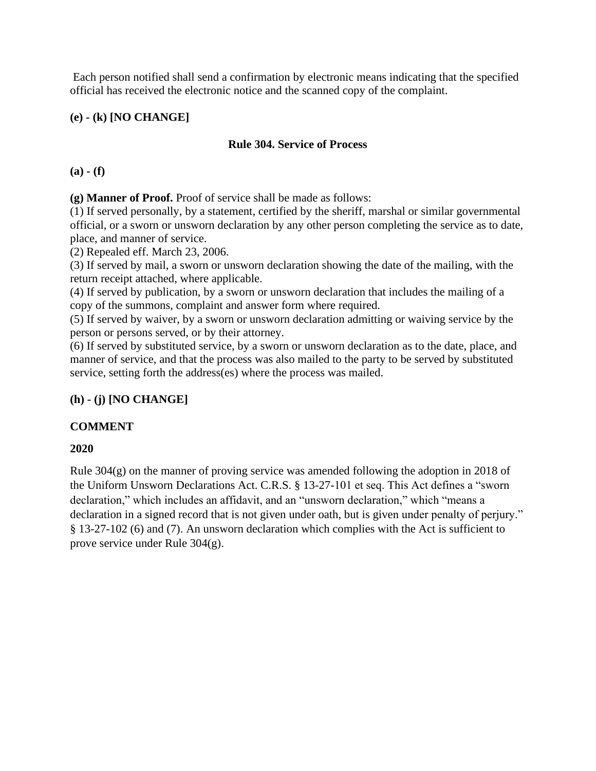Each person notified shall send a confirmation by electronic means indicating that the specified official has received the electronic notice and the scanned copy of the complaint.

**(e) - (k) [NO CHANGE]**

### Rule 304. Service of Process

**(a) - (f)**

**(g) Manner of Proof.** Proof of service shall be made as follows:

(1) If served personally, by a statement, certified by the sheriff, marshal or similar governmental official, or a sworn or unsworn declaration by any other person completing the service as to date, place, and manner of service.

(2) Repealed eff. March 23, 2006.

(3) If served by mail, a sworn or unsworn declaration showing the date of the mailing, with the return receipt attached, where applicable.

(4) If served by publication, by a sworn or unsworn declaration that includes the mailing of a copy of the summons, complaint and answer form where required.

(5) If served by waiver, by a sworn or unsworn declaration admitting or waiving service by the person or persons served, or by their attorney.

(6) If served by substituted service, by a sworn or unsworn declaration as to the date, place, and manner of service, and that the process was also mailed to the party to be served by substituted service, setting forth the address(es) where the process was mailed.

**(h) - (j) [NO CHANGE]**

**COMMENT**

**2020**

Rule 304(g) on the manner of proving service was amended following the adoption in 2018 of the Uniform Unsworn Declarations Act. C.R.S. § 13-27-101 et seq. This Act defines a "sworn declaration," which includes an affidavit, and an "unsworn declaration," which "means a declaration in a signed record that is not given under oath, but is given under penalty of perjury." § 13-27-102 (6) and (7). An unsworn declaration which complies with the Act is sufficient to prove service under Rule 304(g).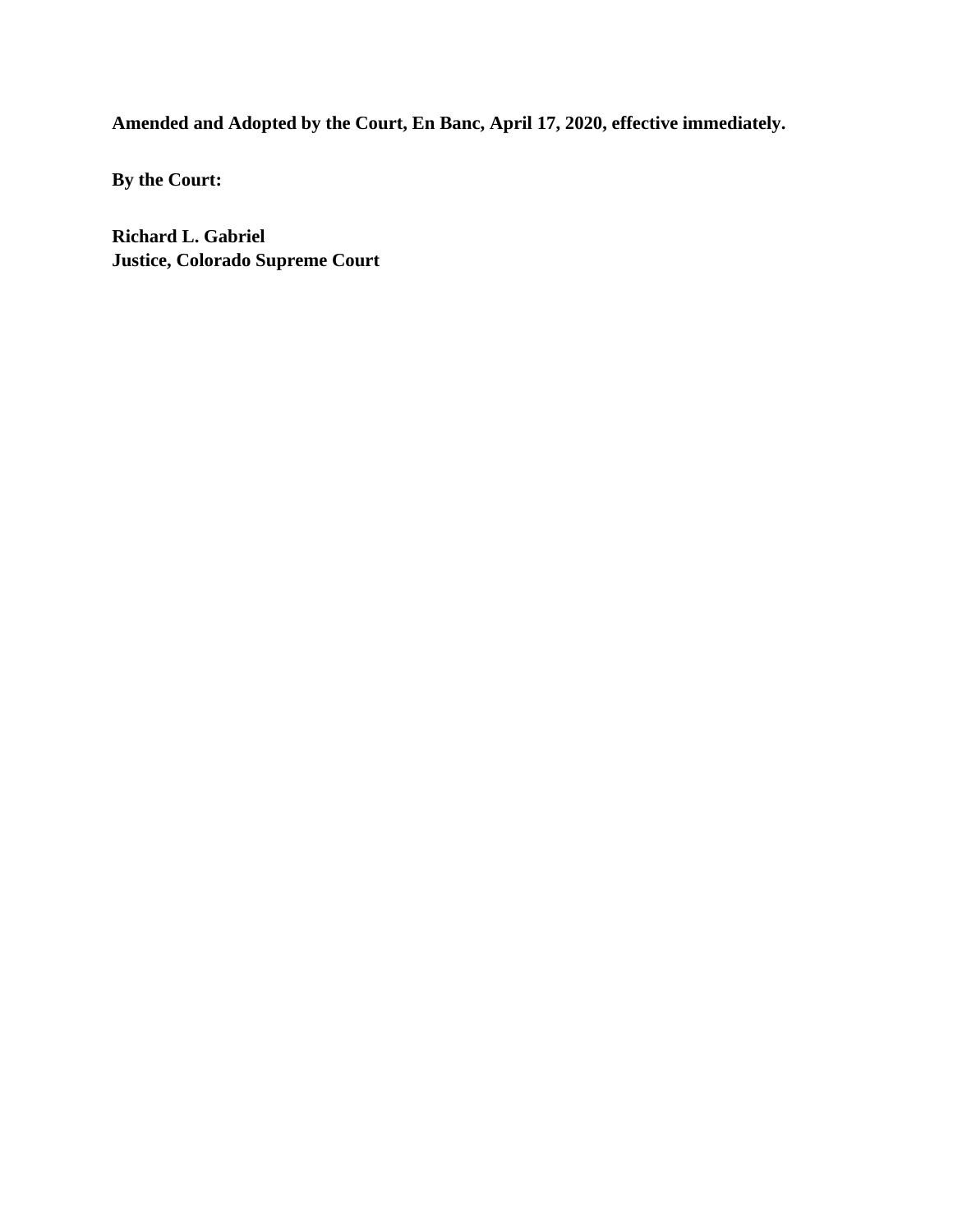**Amended and Adopted by the Court, En Banc, April 17, 2020, effective immediately.**

**By the Court:**

**Richard L. Gabriel**
**Justice, Colorado Supreme Court**